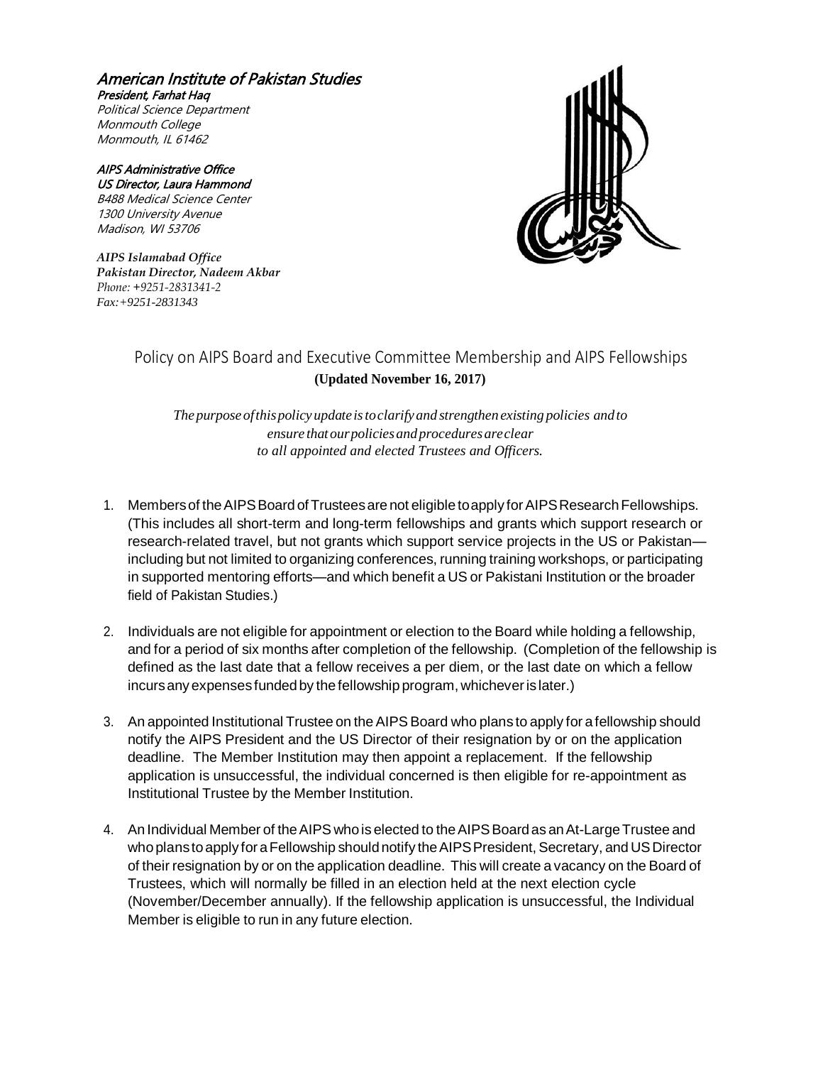# American Institute of Pakistan Studies

**President, Farhat Haq**
*Political Science Department*
*Monmouth College*
*Monmouth, IL 61462*

**AIPS Administrative Office**
**US Director, Laura Hammond**
*B488 Medical Science Center*
*1300 University Avenue*
*Madison, WI 53706*

***AIPS Islamabad Office***
***Pakistan Director, Nadeem Akbar***
*Phone: +9251-2831341-2*
*Fax:+9251-2831343*

## Policy on AIPS Board and Executive Committee Membership and AIPS Fellowships

**(Updated November 16, 2017)**

*The purpose of this policy update is to clarify and strengthen existing policies and to ensure that our policies and procedures are clear to all appointed and elected Trustees and Officers.*

1. Members of the AIPS Board of Trustees are not eligible to apply for AIPS Research Fellowships. (This includes all short-term and long-term fellowships and grants which support research or research-related travel, but not grants which support service projects in the US or Pakistan—including but not limited to organizing conferences, running training workshops, or participating in supported mentoring efforts—and which benefit a US or Pakistani Institution or the broader field of Pakistan Studies.)

2. Individuals are not eligible for appointment or election to the Board while holding a fellowship, and for a period of six months after completion of the fellowship. (Completion of the fellowship is defined as the last date that a fellow receives a per diem, or the last date on which a fellow incurs any expenses funded by the fellowship program, whichever is later.)

3. An appointed Institutional Trustee on the AIPS Board who plans to apply for a fellowship should notify the AIPS President and the US Director of their resignation by or on the application deadline. The Member Institution may then appoint a replacement. If the fellowship application is unsuccessful, the individual concerned is then eligible for re-appointment as Institutional Trustee by the Member Institution.

4. An Individual Member of the AIPS who is elected to the AIPS Board as an At-Large Trustee and who plans to apply for a Fellowship should notify the AIPS President, Secretary, and US Director of their resignation by or on the application deadline. This will create a vacancy on the Board of Trustees, which will normally be filled in an election held at the next election cycle (November/December annually). If the fellowship application is unsuccessful, the Individual Member is eligible to run in any future election.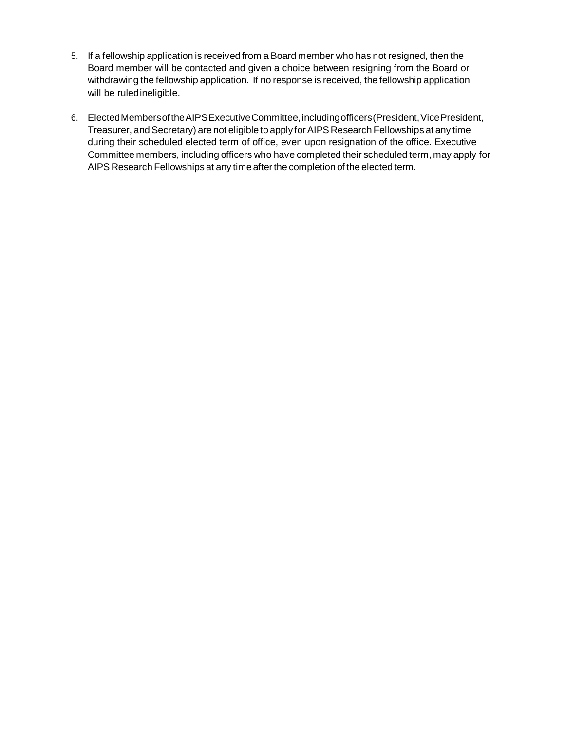5. If a fellowship application is received from a Board member who has not resigned, then the Board member will be contacted and given a choice between resigning from the Board or withdrawing the fellowship application. If no response is received, the fellowship application will be ruled ineligible.

6. Elected Members of the AIPS Executive Committee, including officers (President, Vice President, Treasurer, and Secretary) are not eligible to apply for AIPS Research Fellowships at any time during their scheduled elected term of office, even upon resignation of the office. Executive Committee members, including officers who have completed their scheduled term, may apply for AIPS Research Fellowships at any time after the completion of the elected term.